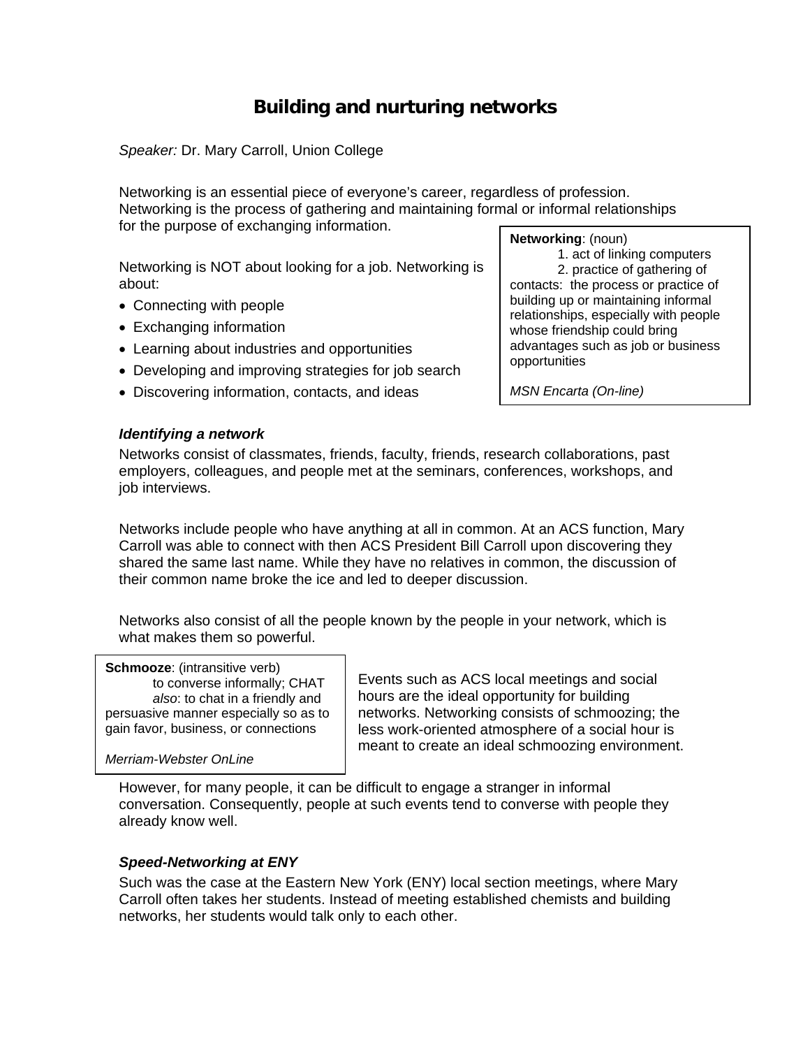# Building and nurturing networks

*Speaker:* Dr. Mary Carroll, Union College

Networking is an essential piece of everyone's career, regardless of profession. Networking is the process of gathering and maintaining formal or informal relationships for the purpose of exchanging information.

Networking is NOT about looking for a job. Networking is about:

- Connecting with people
- Exchanging information
- Learning about industries and opportunities
- Developing and improving strategies for job search
- Discovering information, contacts, and ideas

> **Networking**: (noun)
> 1. act of linking computers
> 2. practice of gathering of contacts: the process or practice of building up or maintaining informal relationships, especially with people whose friendship could bring advantages such as job or business opportunities
>
> *MSN Encarta (On-line)*

### *Identifying a network*

Networks consist of classmates, friends, faculty, friends, research collaborations, past employers, colleagues, and people met at the seminars, conferences, workshops, and job interviews.

Networks include people who have anything at all in common. At an ACS function, Mary Carroll was able to connect with then ACS President Bill Carroll upon discovering they shared the same last name. While they have no relatives in common, the discussion of their common name broke the ice and led to deeper discussion.

Networks also consist of all the people known by the people in your network, which is what makes them so powerful.

> **Schmooze**: (intransitive verb)
> to converse informally; CHAT
> *also*: to chat in a friendly and persuasive manner especially so as to gain favor, business, or connections
>
> *Merriam-Webster OnLine*

Events such as ACS local meetings and social hours are the ideal opportunity for building networks. Networking consists of schmoozing; the less work-oriented atmosphere of a social hour is meant to create an ideal schmoozing environment.

However, for many people, it can be difficult to engage a stranger in informal conversation. Consequently, people at such events tend to converse with people they already know well.

### *Speed-Networking at ENY*

Such was the case at the Eastern New York (ENY) local section meetings, where Mary Carroll often takes her students. Instead of meeting established chemists and building networks, her students would talk only to each other.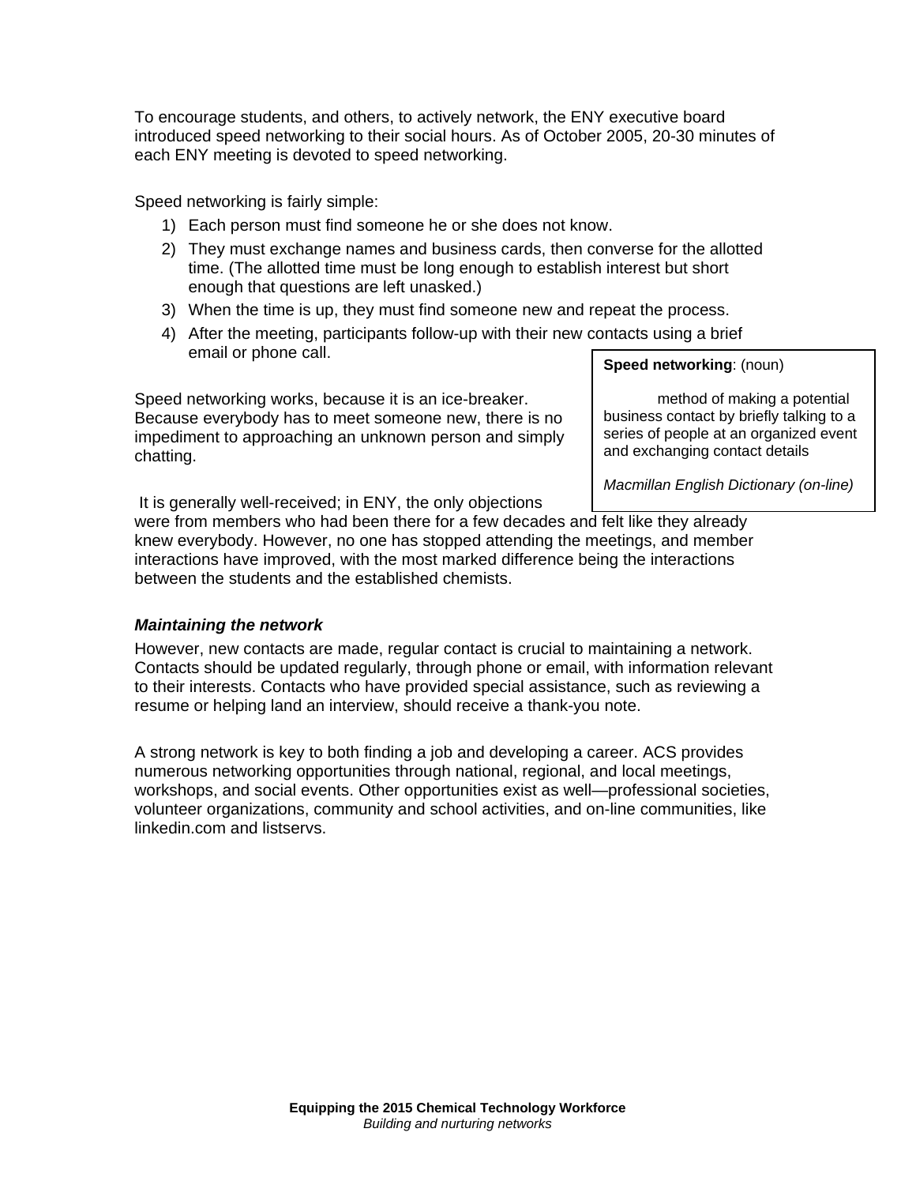To encourage students, and others, to actively network, the ENY executive board introduced speed networking to their social hours. As of October 2005, 20-30 minutes of each ENY meeting is devoted to speed networking.

Speed networking is fairly simple:

1) Each person must find someone he or she does not know.
2) They must exchange names and business cards, then converse for the allotted time. (The allotted time must be long enough to establish interest but short enough that questions are left unasked.)
3) When the time is up, they must find someone new and repeat the process.
4) After the meeting, participants follow-up with their new contacts using a brief email or phone call.

> **Speed networking**: (noun)
>
> method of making a potential business contact by briefly talking to a series of people at an organized event and exchanging contact details
>
> *Macmillan English Dictionary (on-line)*

Speed networking works, because it is an ice-breaker. Because everybody has to meet someone new, there is no impediment to approaching an unknown person and simply chatting.

It is generally well-received; in ENY, the only objections were from members who had been there for a few decades and felt like they already knew everybody. However, no one has stopped attending the meetings, and member interactions have improved, with the most marked difference being the interactions between the students and the established chemists.

***Maintaining the network***

However, new contacts are made, regular contact is crucial to maintaining a network. Contacts should be updated regularly, through phone or email, with information relevant to their interests. Contacts who have provided special assistance, such as reviewing a resume or helping land an interview, should receive a thank-you note.

A strong network is key to both finding a job and developing a career. ACS provides numerous networking opportunities through national, regional, and local meetings, workshops, and social events. Other opportunities exist as well—professional societies, volunteer organizations, community and school activities, and on-line communities, like linkedin.com and listservs.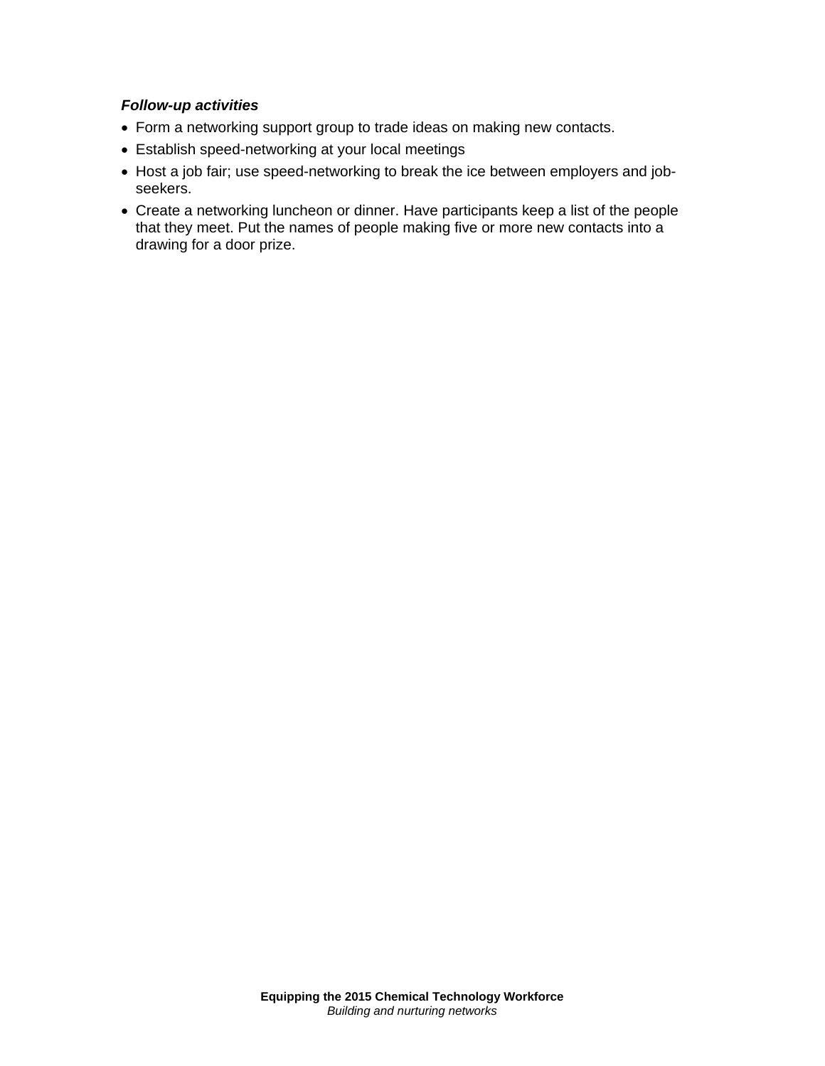***Follow-up activities***

- Form a networking support group to trade ideas on making new contacts.
- Establish speed-networking at your local meetings
- Host a job fair; use speed-networking to break the ice between employers and job-seekers.
- Create a networking luncheon or dinner. Have participants keep a list of the people that they meet. Put the names of people making five or more new contacts into a drawing for a door prize.